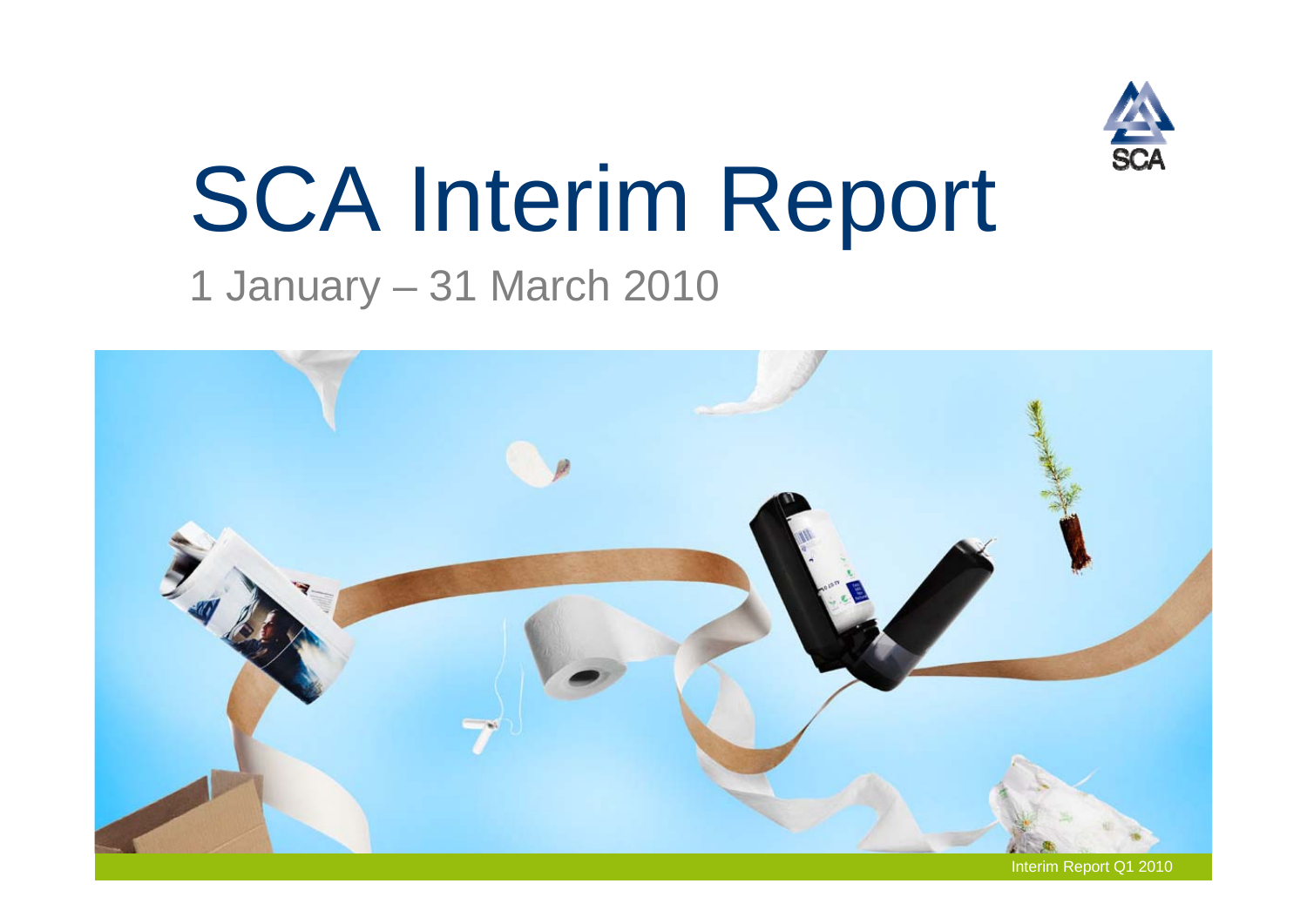# SCA Interim Report

1 January – 31 March 2010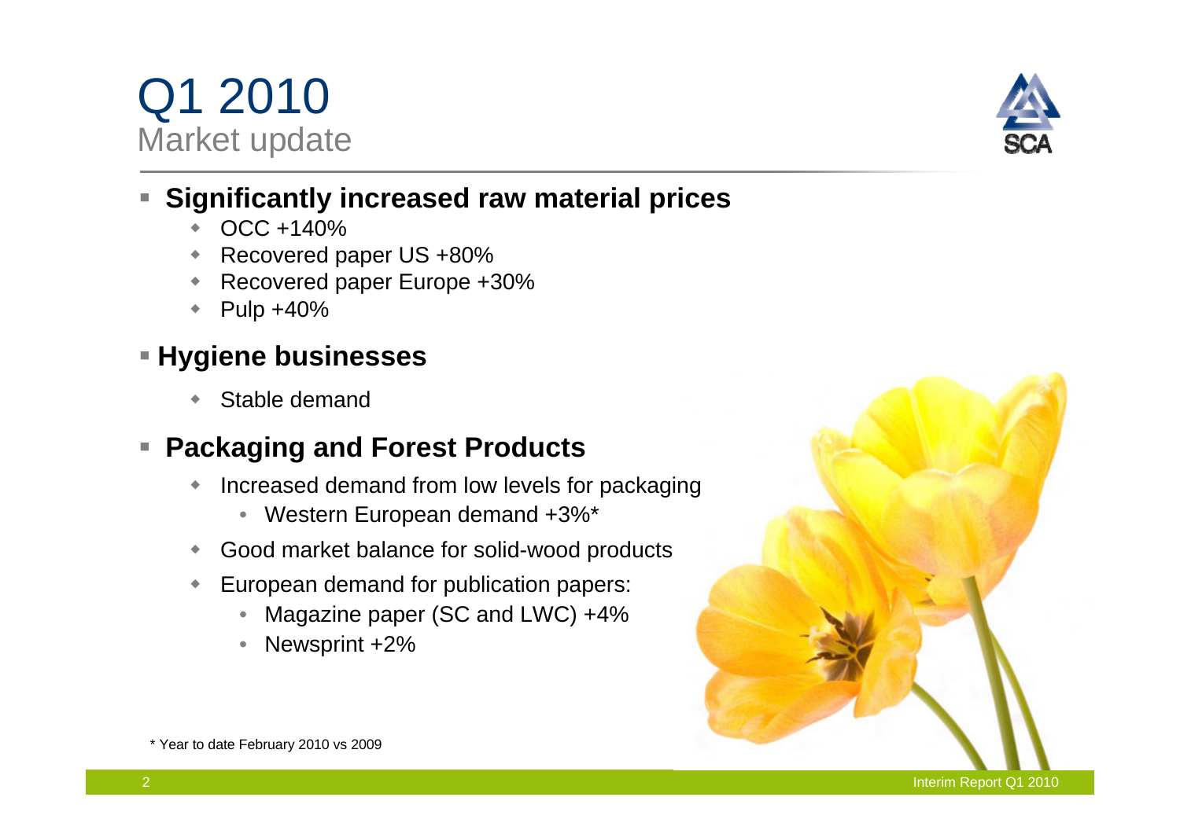# Q1 2010
## Market update

- **Significantly increased raw material prices**
  - OCC +140%
  - Recovered paper US +80%
  - Recovered paper Europe +30%
  - Pulp +40%
- **Hygiene businesses**
  - Stable demand
- **Packaging and Forest Products**
  - Increased demand from low levels for packaging
    - Western European demand +3%*
  - Good market balance for solid-wood products
  - European demand for publication papers:
    - Magazine paper (SC and LWC) +4%
    - Newsprint +2%

* Year to date February 2010 vs 2009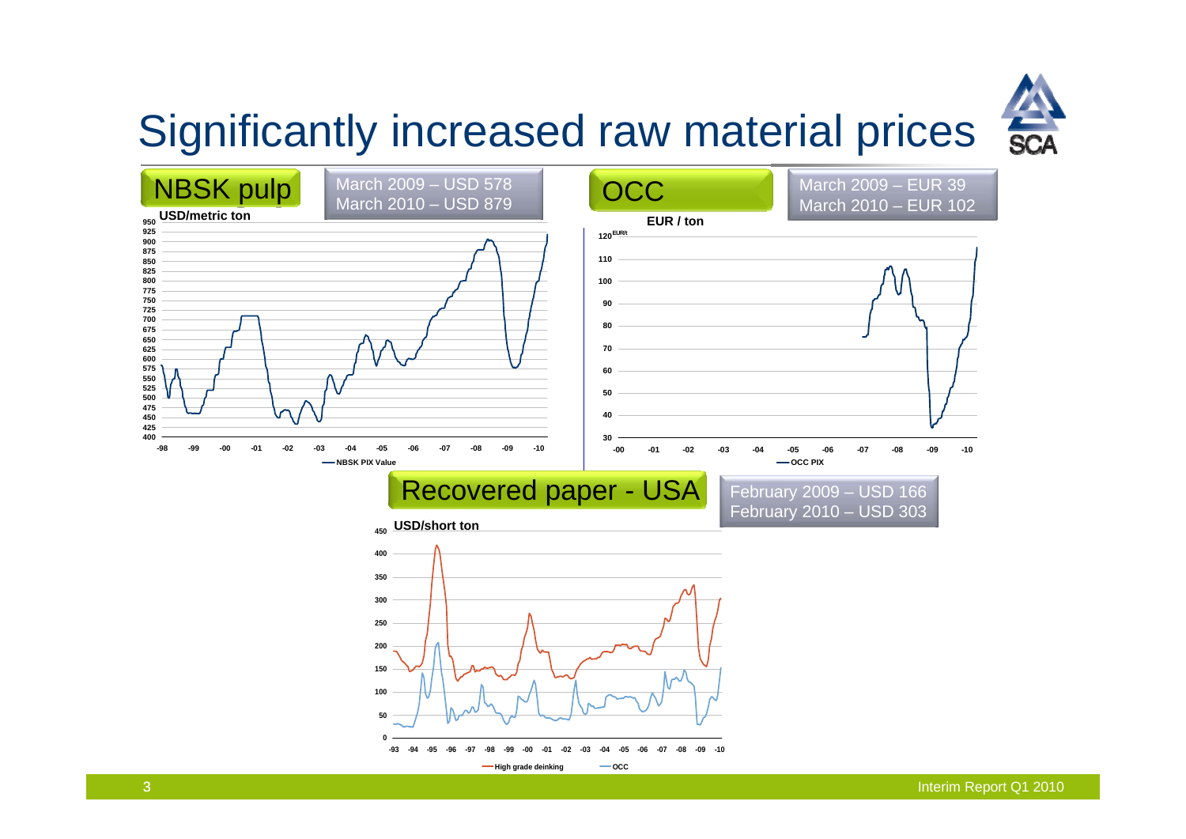# Significantly increased raw material prices

## NBSK pulp

March 2009 – USD 578
March 2010 – USD 879

USD/metric ton

NBSK PIX Value

## OCC

March 2009 – EUR 39
March 2010 – EUR 102

EUR / ton

OCC PIX

## Recovered paper - USA

February 2009 – USD 166
February 2010 – USD 303

USD/short ton

High grade deinking

OCC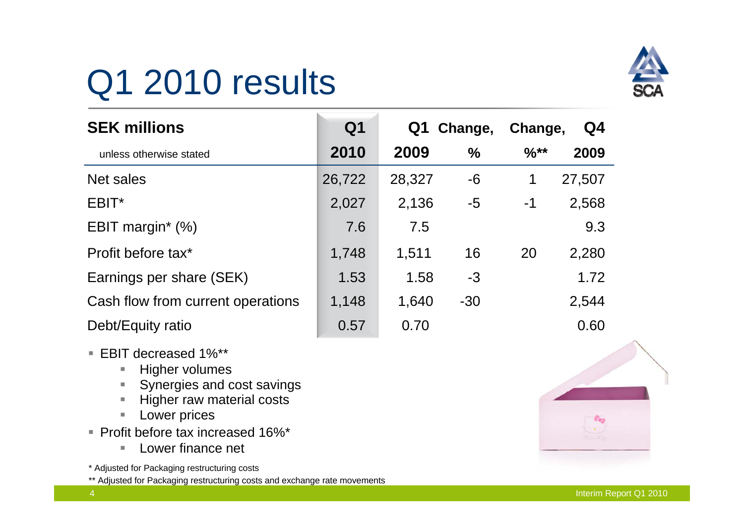# Q1 2010 results

| SEK millions<br>unless otherwise stated | Q1 2010 | Q1 2009 | Change, % | Change, %** | Q4 2009 |
|---|---|---|---|---|---|
| Net sales | 26,722 | 28,327 | -6 | 1 | 27,507 |
| EBIT* | 2,027 | 2,136 | -5 | -1 | 2,568 |
| EBIT margin* (%) | 7.6 | 7.5 | | | 9.3 |
| Profit before tax* | 1,748 | 1,511 | 16 | 20 | 2,280 |
| Earnings per share (SEK) | 1.53 | 1.58 | -3 | | 1.72 |
| Cash flow from current operations | 1,148 | 1,640 | -30 | | 2,544 |
| Debt/Equity ratio | 0.57 | 0.70 | | | 0.60 |

- EBIT decreased 1%**
  - Higher volumes
  - Synergies and cost savings
  - Higher raw material costs
  - Lower prices
- Profit before tax increased 16%*
  - Lower finance net

\* Adjusted for Packaging restructuring costs

** Adjusted for Packaging restructuring costs and exchange rate movements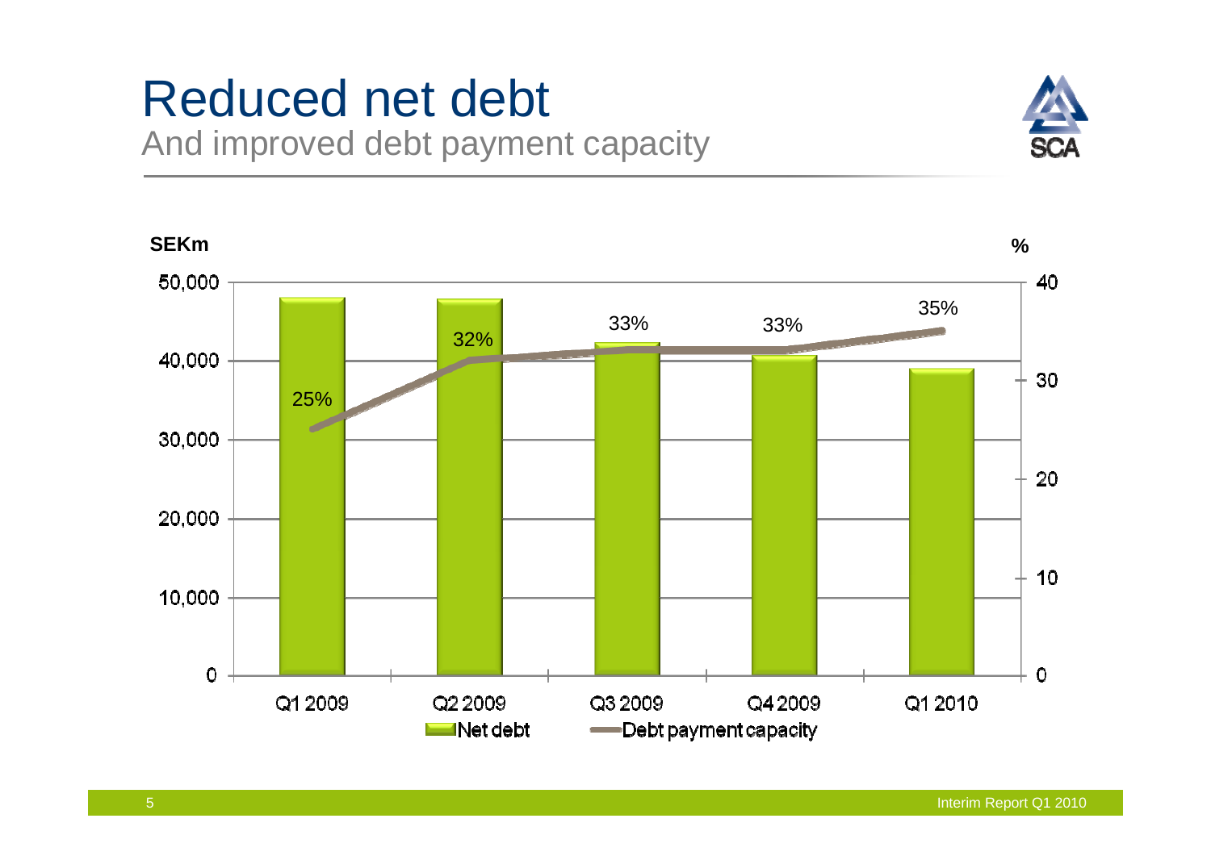# Reduced net debt

## And improved debt payment capacity

SEKm

%

| | Q1 2009 | Q2 2009 | Q3 2009 | Q4 2009 | Q1 2010 |
|---|---|---|---|---|---|
| Debt payment capacity | 25% | 32% | 33% | 33% | 35% |

Net debt — Debt payment capacity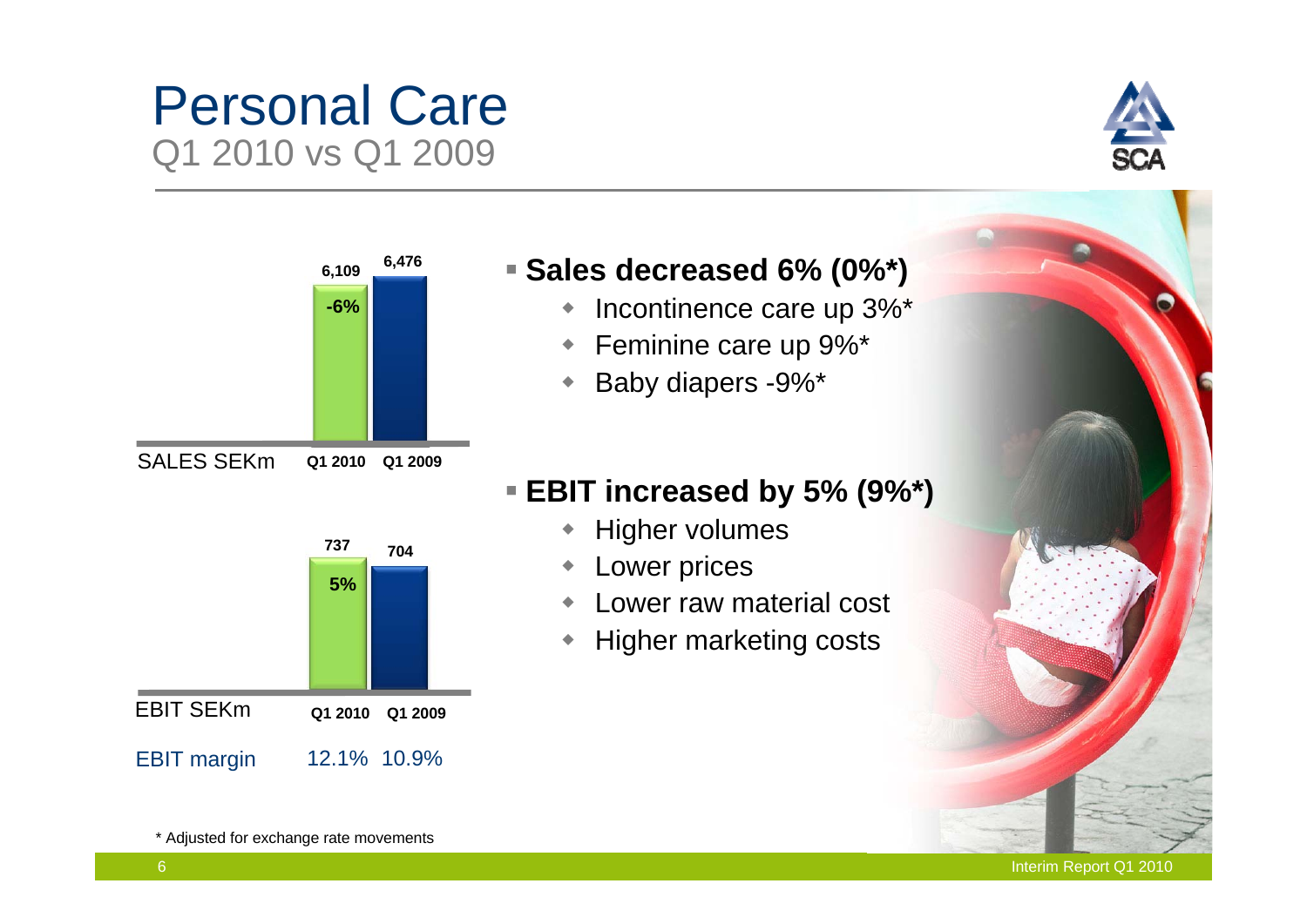# Personal Care

## Q1 2010 vs Q1 2009

| SALES SEKm | Q1 2010 | Q1 2009 |
|---|---|---|
| | 6,109 (-6%) | 6,476 |

| EBIT SEKm | Q1 2010 | Q1 2009 |
|---|---|---|
| | 737 (5%) | 704 |
| EBIT margin | 12.1% | 10.9% |

- **Sales decreased 6% (0%*)**
  - Incontinence care up 3%*
  - Feminine care up 9%*
  - Baby diapers -9%*

- **EBIT increased by 5% (9%*)**
  - Higher volumes
  - Lower prices
  - Lower raw material cost
  - Higher marketing costs

* Adjusted for exchange rate movements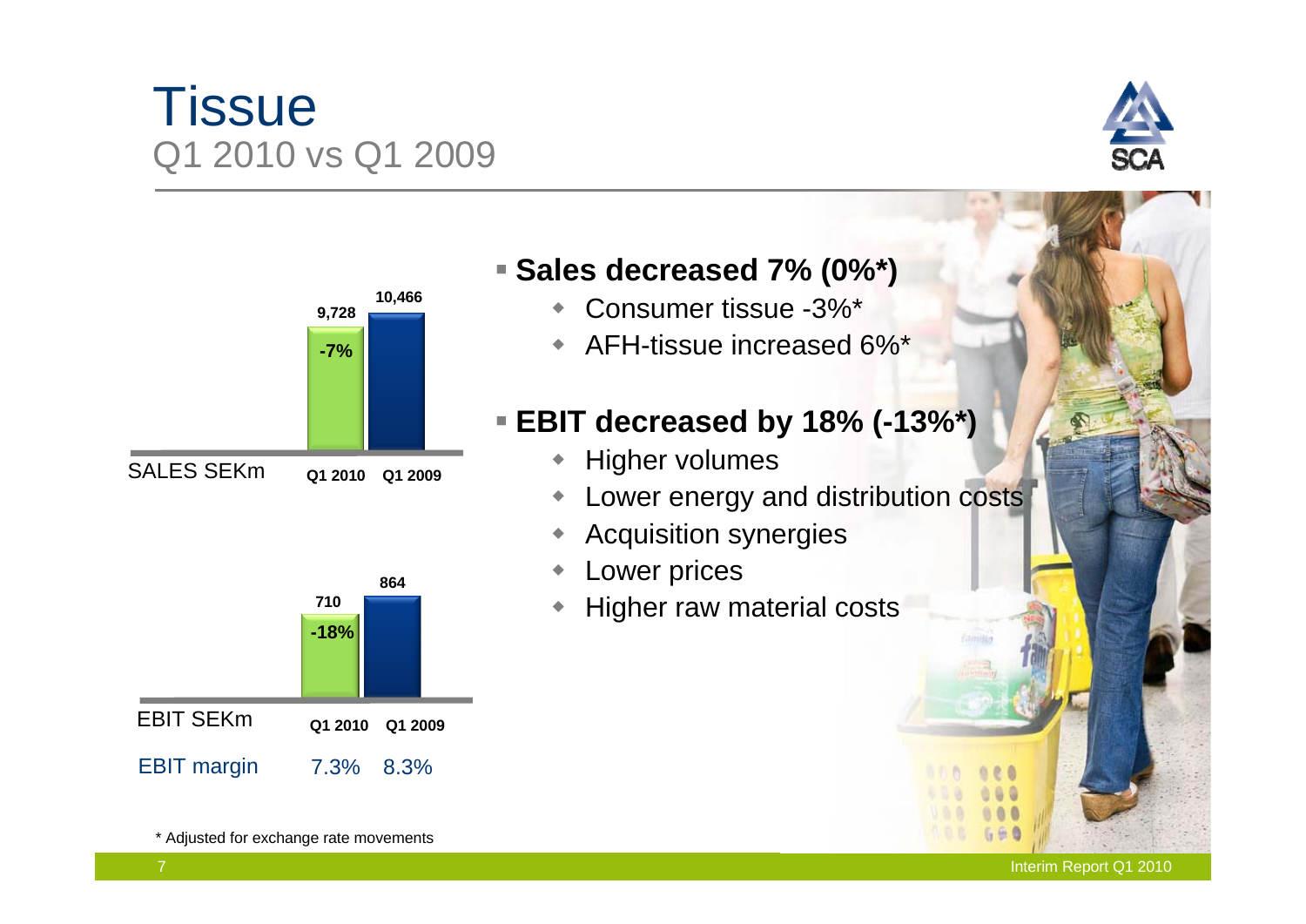# Tissue

## Q1 2010 vs Q1 2009

| SALES SEKm | Q1 2010 | Q1 2009 |
|---|---|---|
| | 9,728 | 10,466 |
| | -7% | |

| EBIT SEKm | Q1 2010 | Q1 2009 |
|---|---|---|
| | 710 | 864 |
| | -18% | |
| EBIT margin | 7.3% | 8.3% |

- **Sales decreased 7% (0%*)**
  - Consumer tissue -3%*
  - AFH-tissue increased 6%*
- **EBIT decreased by 18% (-13%*)**
  - Higher volumes
  - Lower energy and distribution costs
  - Acquisition synergies
  - Lower prices
  - Higher raw material costs

\* Adjusted for exchange rate movements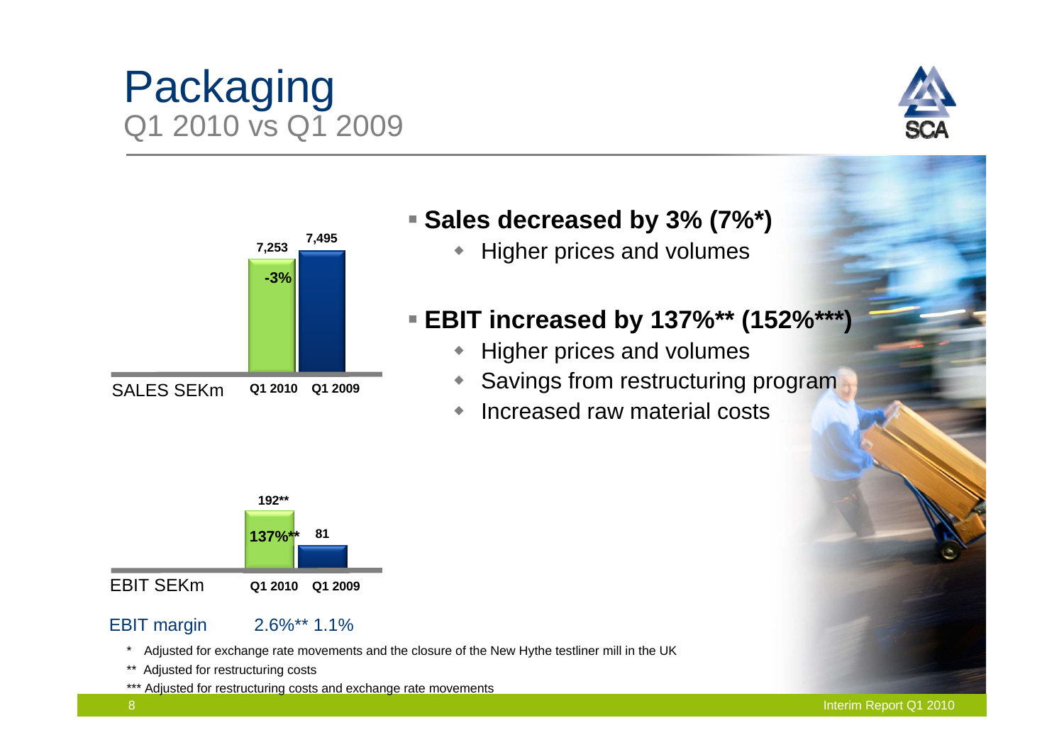# Packaging

## Q1 2010 vs Q1 2009

| SALES SEKm | Q1 2010 | Q1 2009 |
|---|---|---|
| Sales | 7,253 | 7,495 |
| Change | -3% | |

| EBIT SEKm | Q1 2010 | Q1 2009 |
|---|---|---|
| EBIT | 192** | 81 |
| Change | 137%** | |
| EBIT margin | 2.6%** | 1.1% |

- **Sales decreased by 3% (7%*)**
  - Higher prices and volumes
- **EBIT increased by 137%** (152%***)**
  - Higher prices and volumes
  - Savings from restructuring program
  - Increased raw material costs

\* Adjusted for exchange rate movements and the closure of the New Hythe testliner mill in the UK

\** Adjusted for restructuring costs

\*** Adjusted for restructuring costs and exchange rate movements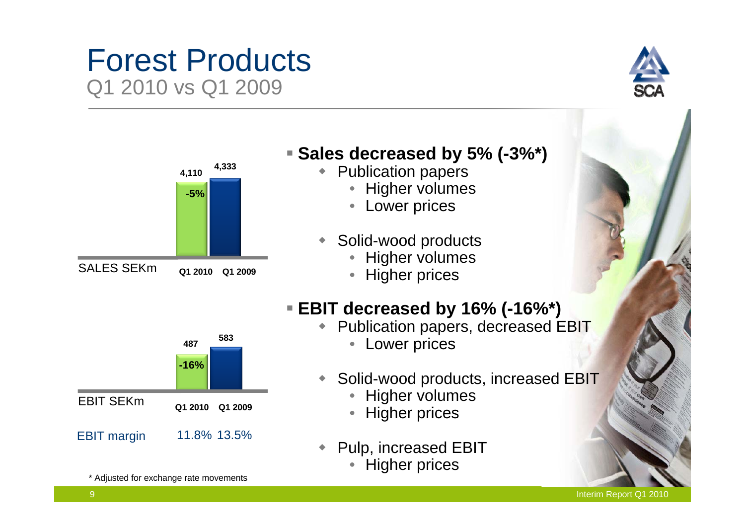# Forest Products

## Q1 2010 vs Q1 2009

| SALES SEKm | Q1 2010 | Q1 2009 |
|---|---|---|
| | 4,110 (-5%) | 4,333 |

| EBIT SEKm | Q1 2010 | Q1 2009 |
|---|---|---|
| | 487 (-16%) | 583 |
| EBIT margin | 11.8% | 13.5% |

\* Adjusted for exchange rate movements

- **Sales decreased by 5% (-3%\*)**
  - Publication papers
    - Higher volumes
    - Lower prices
  - Solid-wood products
    - Higher volumes
    - Higher prices
- **EBIT decreased by 16% (-16%\*)**
  - Publication papers, decreased EBIT
    - Lower prices
  - Solid-wood products, increased EBIT
    - Higher volumes
    - Higher prices
  - Pulp, increased EBIT
    - Higher prices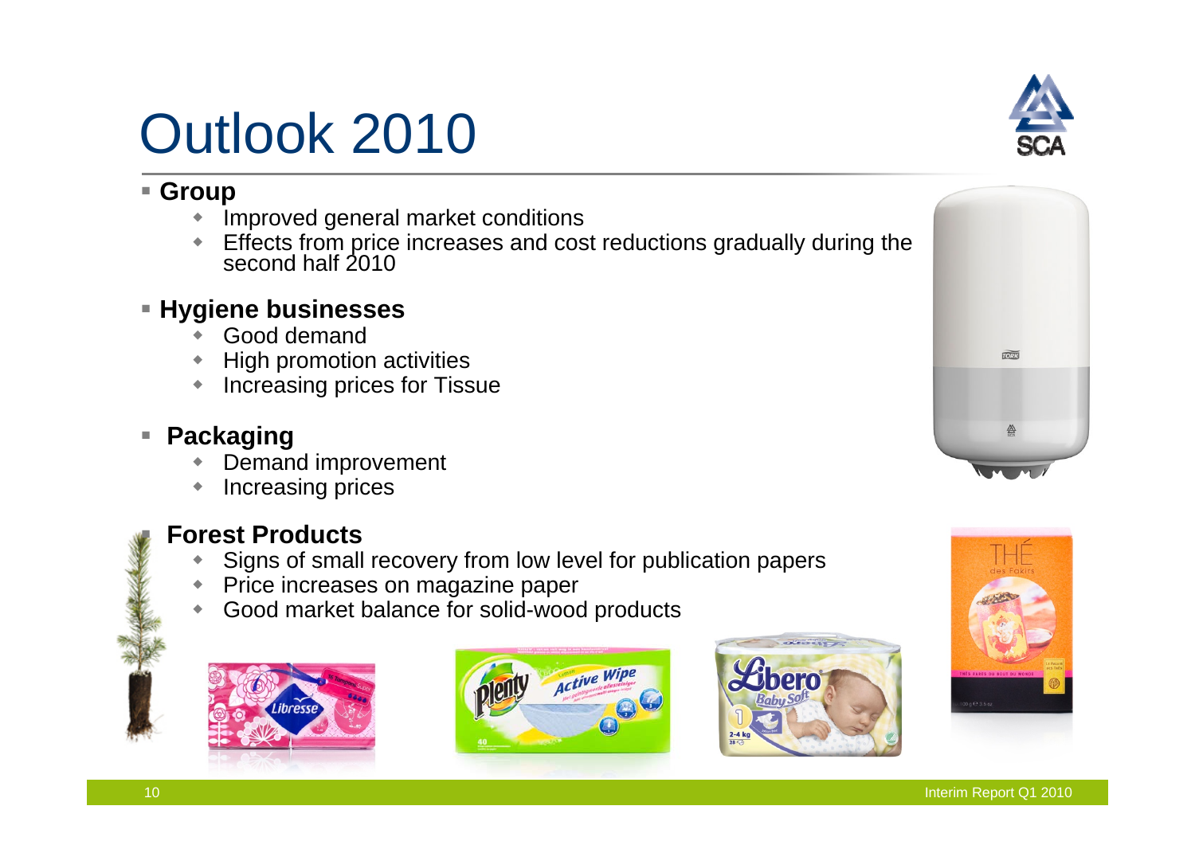# Outlook 2010

- **Group**
  - Improved general market conditions
  - Effects from price increases and cost reductions gradually during the second half 2010
- **Hygiene businesses**
  - Good demand
  - High promotion activities
  - Increasing prices for Tissue
- **Packaging**
  - Demand improvement
  - Increasing prices
- **Forest Products**
  - Signs of small recovery from low level for publication papers
  - Price increases on magazine paper
  - Good market balance for solid-wood products